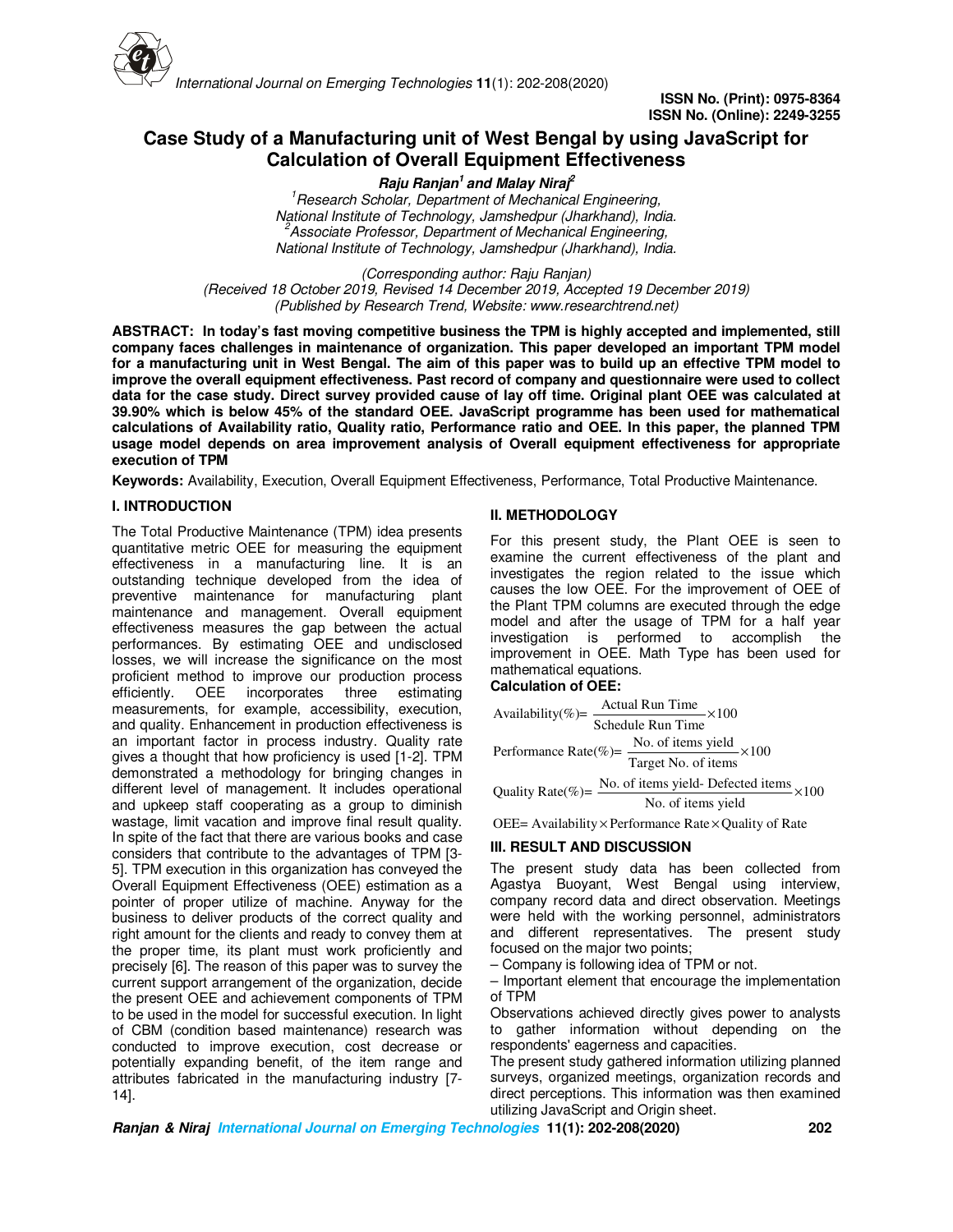ISSN No. (Print): 0975-8364
ISSN No. (Online): 2249-3255

# Case Study of a Manufacturing unit of West Bengal by using JavaScript for Calculation of Overall Equipment Effectiveness

***Raju Ranjan[1] and Malay Niraj[2]***

*[1]Research Scholar, Department of Mechanical Engineering,*
*National Institute of Technology, Jamshedpur (Jharkhand), India.*
*[2]Associate Professor, Department of Mechanical Engineering,*
*National Institute of Technology, Jamshedpur (Jharkhand), India.*

*(Corresponding author: Raju Ranjan)*
*(Received 18 October 2019, Revised 14 December 2019, Accepted 19 December 2019)*
*(Published by Research Trend, Website: www.researchtrend.net)*

**ABSTRACT: In today's fast moving competitive business the TPM is highly accepted and implemented, still company faces challenges in maintenance of organization. This paper developed an important TPM model for a manufacturing unit in West Bengal. The aim of this paper was to build up an effective TPM model to improve the overall equipment effectiveness. Past record of company and questionnaire were used to collect data for the case study. Direct survey provided cause of lay off time. Original plant OEE was calculated at 39.90% which is below 45% of the standard OEE. JavaScript programme has been used for mathematical calculations of Availability ratio, Quality ratio, Performance ratio and OEE. In this paper, the planned TPM usage model depends on area improvement analysis of Overall equipment effectiveness for appropriate execution of TPM**

**Keywords:** Availability, Execution, Overall Equipment Effectiveness, Performance, Total Productive Maintenance.

## I. INTRODUCTION

The Total Productive Maintenance (TPM) idea presents quantitative metric OEE for measuring the equipment effectiveness in a manufacturing line. It is an outstanding technique developed from the idea of preventive maintenance for manufacturing plant maintenance and management. Overall equipment effectiveness measures the gap between the actual performances. By estimating OEE and undisclosed losses, we will increase the significance on the most proficient method to improve our production process efficiently. OEE incorporates three estimating measurements, for example, accessibility, execution, and quality. Enhancement in production effectiveness is an important factor in process industry. Quality rate gives a thought that how proficiency is used [1-2]. TPM demonstrated a methodology for bringing changes in different level of management. It includes operational and upkeep staff cooperating as a group to diminish wastage, limit vacation and improve final result quality. In spite of the fact that there are various books and case considers that contribute to the advantages of TPM [3-5]. TPM execution in this organization has conveyed the Overall Equipment Effectiveness (OEE) estimation as a pointer of proper utilize of machine. Anyway for the business to deliver products of the correct quality and right amount for the clients and ready to convey them at the proper time, its plant must work proficiently and precisely [6]. The reason of this paper was to survey the current support arrangement of the organization, decide the present OEE and achievement components of TPM to be used in the model for successful execution. In light of CBM (condition based maintenance) research was conducted to improve execution, cost decrease or potentially expanding benefit, of the item range and attributes fabricated in the manufacturing industry [7-14].

## II. METHODOLOGY

For this present study, the Plant OEE is seen to examine the current effectiveness of the plant and investigates the region related to the issue which causes the low OEE. For the improvement of OEE of the Plant TPM columns are executed through the edge model and after the usage of TPM for a half year investigation is performed to accomplish the improvement in OEE. Math Type has been used for mathematical equations.

**Calculation of OEE:**

$$\text{Availability}(\%)=\frac{\text{Actual Run Time}}{\text{Schedule Run Time}}\times 100$$

$$\text{Performance Rate}(\%)=\frac{\text{No. of items yield}}{\text{Target No. of items}}\times 100$$

$$\text{Quality Rate}(\%)=\frac{\text{No. of items yield- Defected items}}{\text{No. of items yield}}\times 100$$

$$\text{OEE}=\text{Availability}\times\text{Performance Rate}\times\text{Quality of Rate}$$

## III. RESULT AND DISCUSSION

The present study data has been collected from Agastya Buoyant, West Bengal using interview, company record data and direct observation. Meetings were held with the working personnel, administrators and different representatives. The present study focused on the major two points;

– Company is following idea of TPM or not.
– Important element that encourage the implementation of TPM

Observations achieved directly gives power to analysts to gather information without depending on the respondents' eagerness and capacities.

The present study gathered information utilizing planned surveys, organized meetings, organization records and direct perceptions. This information was then examined utilizing JavaScript and Origin sheet.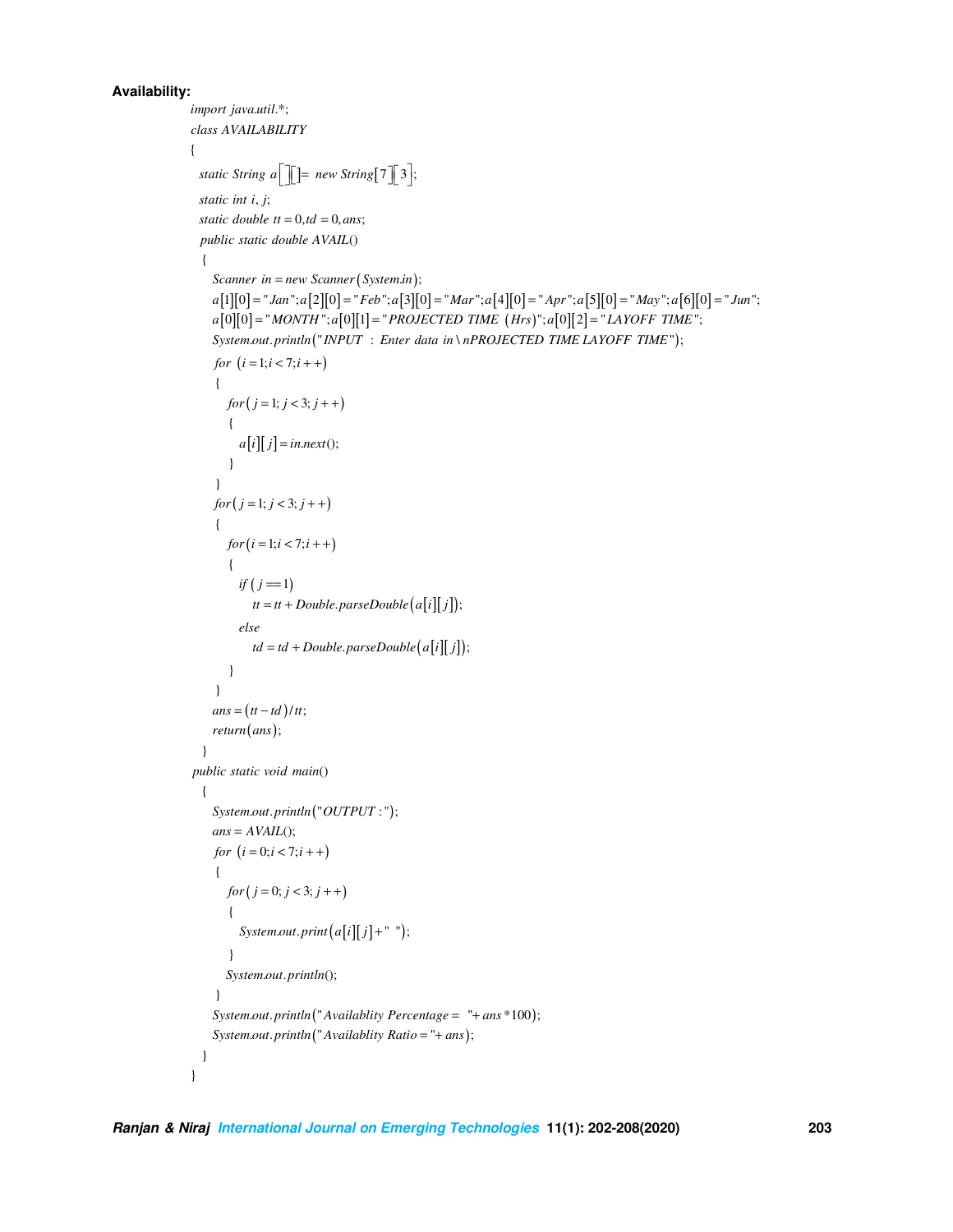**Availability:**

```
import java.util.*;
class AVAILABILITY
{
  static String a[][]= new String[7][3];
  static int i, j;
  static double tt = 0,td = 0,ans;
  public static double AVAIL()
  {
    Scanner in = new Scanner(System.in);
    a[1][0] = "Jan";a[2][0] = "Feb";a[3][0] = "Mar";a[4][0] = "Apr";a[5][0] = "May";a[6][0] = "Jun";
    a[0][0] = "MONTH";a[0][1] = "PROJECTED TIME (Hrs)";a[0][2] = "LAYOFF TIME";
    System.out.println("INPUT : Enter data in\nPROJECTED TIME LAYOFF TIME");
    for (i = 1;i < 7;i++)
    {
      for(j = 1; j < 3; j++)
      {
        a[i][j] = in.next();
      }
    }
    for(j = 1; j < 3; j++)
    {
      for(i = 1;i < 7;i++)
      {
        if (j == 1)
          tt = tt + Double.parseDouble(a[i][j]);
        else
          td = td + Double.parseDouble(a[i][j]);
      }
    }
    ans = (tt - td)/tt;
    return(ans);
  }
  public static void main()
  {
    System.out.println("OUTPUT :");
    ans = AVAIL();
    for (i = 0;i < 7;i++)
    {
      for(j = 0; j < 3; j++)
      {
        System.out.print(a[i][j]+"  ");
      }
      System.out.println();
    }
    System.out.println("Availablity Percentage =  "+ans*100);
    System.out.println("Availablity Ratio ="+ans);
  }
}
```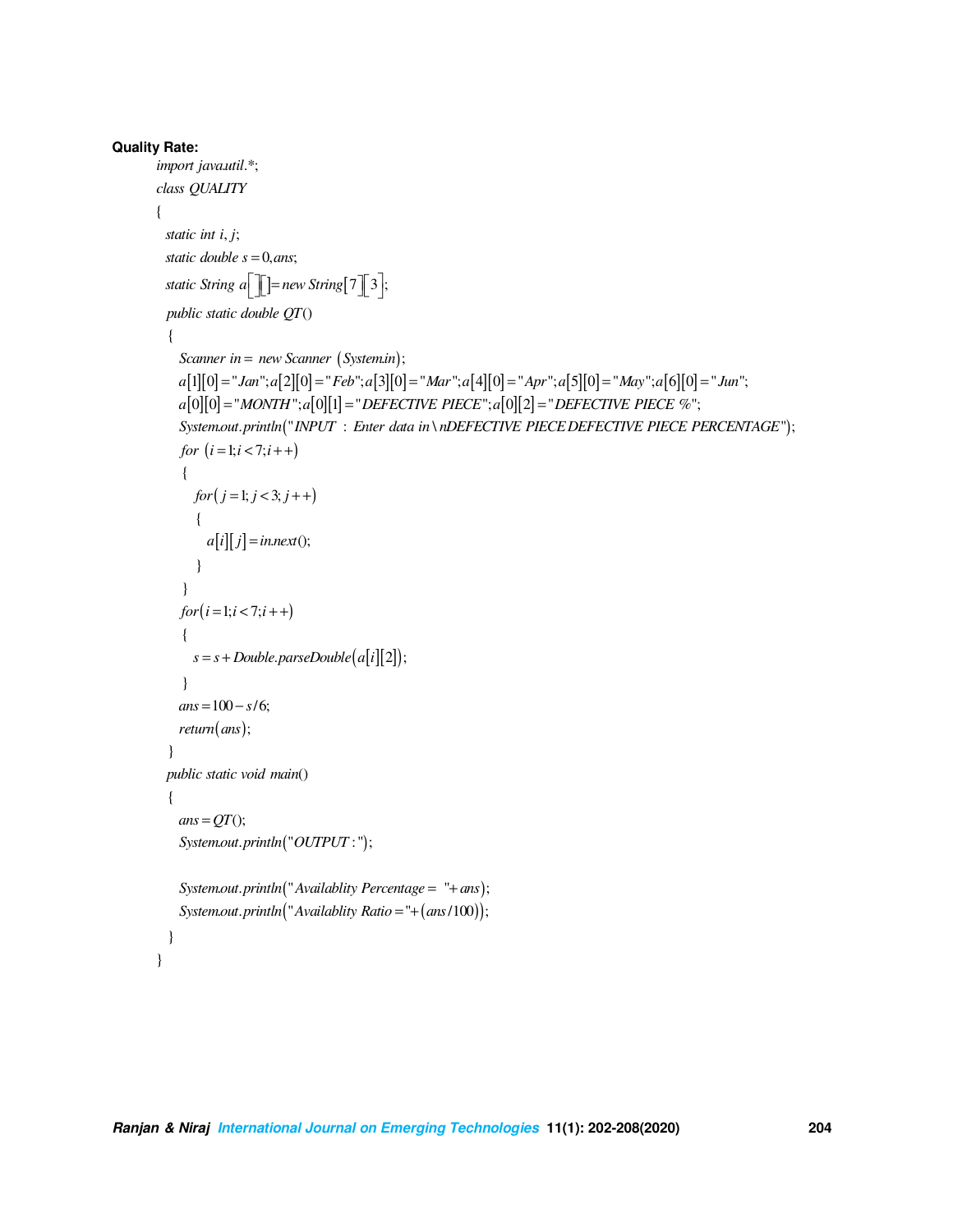**Quality Rate:**

```
import java.util.*;
class QUALITY
{
  static int i, j;
  static double s = 0,ans;
  static String a[][]= new String[7][3];
  public static double QT()
  {
    Scanner in = new Scanner (System.in);
    a[1][0] = "Jan";a[2][0] = "Feb";a[3][0] = "Mar";a[4][0] = "Apr";a[5][0] = "May";a[6][0] = "Jun";
    a[0][0] = "MONTH";a[0][1] = "DEFECTIVE PIECE";a[0][2] = "DEFECTIVE PIECE %";
    System.out.println("INPUT : Enter data in\nDEFECTIVE PIECE DEFECTIVE PIECE PERCENTAGE");
    for (i = 1;i < 7;i++)
    {
      for( j = 1; j < 3; j++)
      {
        a[i][ j] = in.next();
      }
    }
    for(i = 1;i < 7;i++)
    {
      s = s + Double.parseDouble(a[i][2]);
    }
    ans = 100 - s/6;
    return(ans);
  }
  public static void main()
  {
    ans = QT();
    System.out.println("OUTPUT :");

    System.out.println("Availablity Percentage = "+ans);
    System.out.println("Availablity Ratio ="+(ans/100));
  }
}
```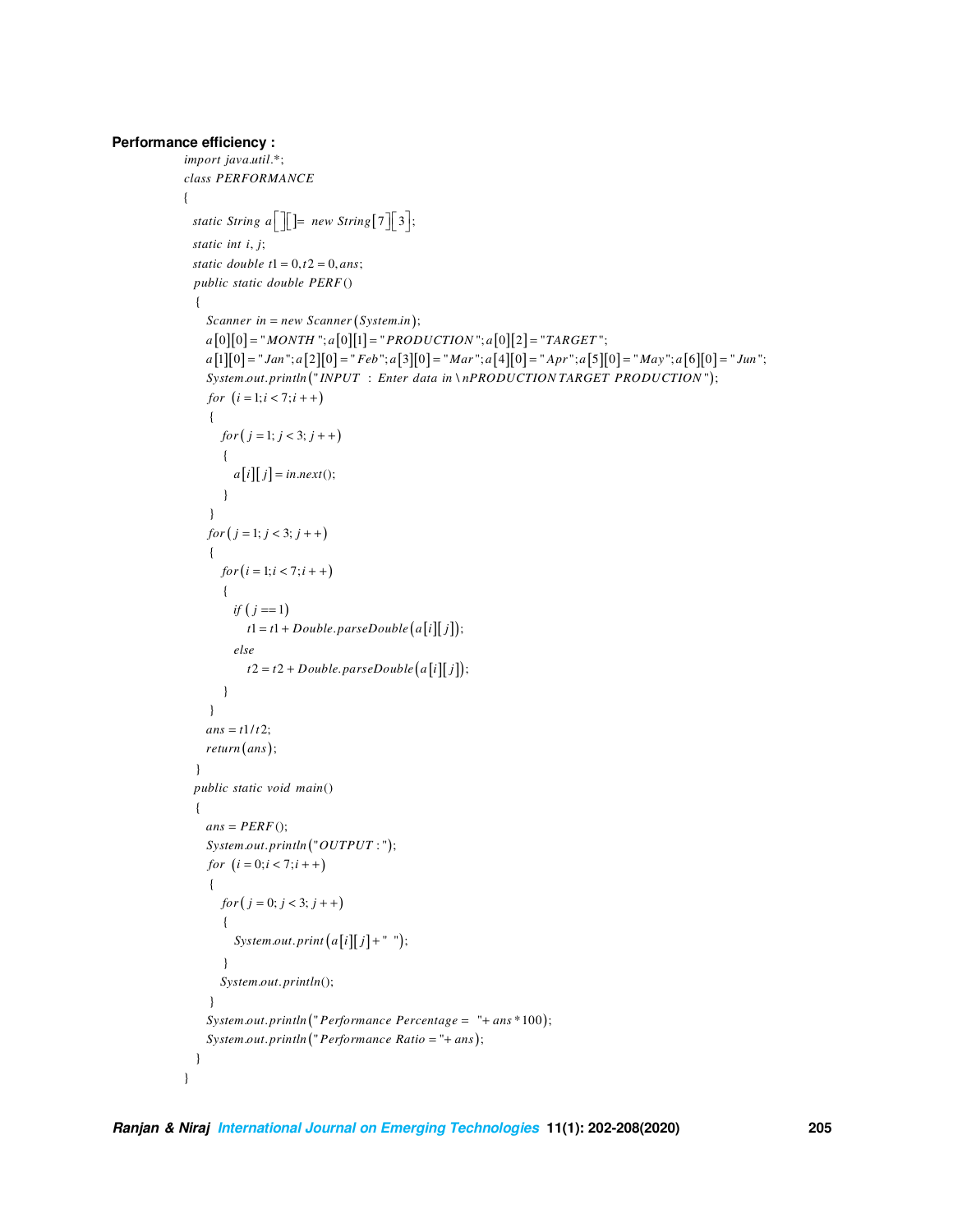**Performance efficiency :**

```
import java.util.*;
class PERFORMANCE
{
  static String a[][]= new String[7][3];
  static int i, j;
  static double t1 = 0,t2 = 0,ans;
  public static double PERF()
  {
    Scanner in = new Scanner(System.in);
    a[0][0] = "MONTH ";a[0][1] = "PRODUCTION ";a[0][2] = "TARGET ";
    a[1][0] = "Jan";a[2][0] = "Feb";a[3][0] = "Mar";a[4][0] = "Apr";a[5][0] = "May";a[6][0] = "Jun";
    System.out.println("INPUT  : Enter data in \nPRODUCTION TARGET PRODUCTION");
    for (i = 1;i < 7;i ++)
    {
      for( j = 1; j < 3; j ++)
      {
        a[i][ j] = in.next();
      }
    }
    for( j = 1; j < 3; j ++)
    {
      for(i = 1;i < 7;i ++)
      {
        if ( j == 1)
          t1 = t1 + Double.parseDouble(a[i][ j]);
        else
          t2 = t2 + Double.parseDouble(a[i][ j]);
      }
    }
    ans = t1/t2;
    return(ans);
  }
  public static void main()
  {
    ans = PERF();
    System.out.println("OUTPUT :");
    for (i = 0;i < 7;i ++)
    {
      for( j = 0; j < 3; j ++)
      {
        System.out.print(a[i][ j]+"  ");
      }
      System.out.println();
    }
    System.out.println("Performance Percentage =  "+ ans *100);
    System.out.println("Performance Ratio ="+ ans);
  }
}
```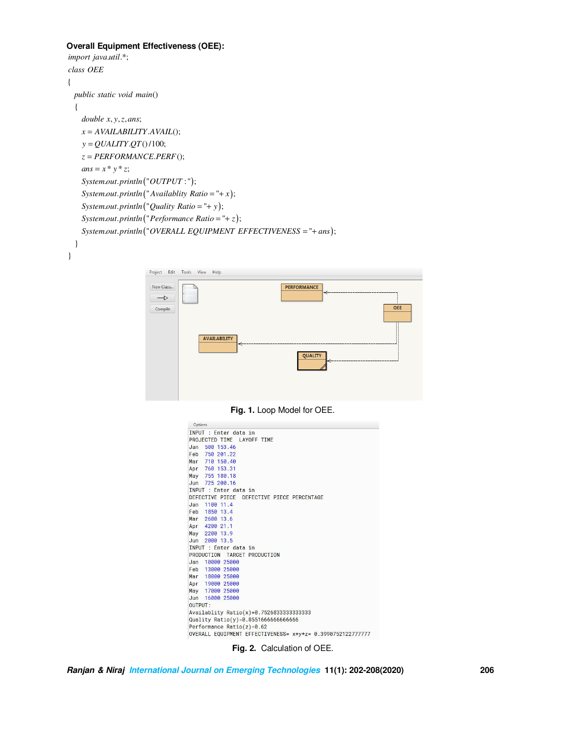**Overall Equipment Effectiveness (OEE):**

```
import java.util.*;
class OEE
{
  public static void main()
  {
    double x, y, z, ans;
    x = AVAILABILITY.AVAIL();
    y = QUALITY.QT()/100;
    z = PERFORMANCE.PERF();
    ans = x * y * z;
    System.out.println("OUTPUT :");
    System.out.println("Availablity Ratio = "+ x);
    System.out.println("Quality Ratio = "+ y);
    System.out.println("Performance Ratio = "+ z);
    System.out.println("OVERALL EQUIPMENT EFFECTIVENESS = "+ ans);
  }
}
```

**Fig. 1.** Loop Model for OEE.

```
INPUT : Enter data in
PROJECTED TIME  LAYOFF TIME
Jan  500 153.46
Feb  750 201.22
Mar  710 150.40
Apr  760 153.31
May  755 180.18
Jun  725 200.16
INPUT : Enter data in
DEFECTIVE PIECE  DEFECTIVE PIECE PERCENTAGE
Jan  1100 11.4
Feb  1050 13.4
Mar  2600 13.6
Apr  4200 21.1
May  2200 13.9
Jun  2000 13.5
INPUT : Enter data in
PRODUCTION  TARGET PRODUCTION
Jan  10000 25000
Feb  13000 25000
Mar  18000 25000
Apr  19000 25000
May  17000 25000
Jun  16000 25000
OUTPUT:
Availablity Ratio(x)=0.7526833333333333
Quality Ratio(y)=0.8551666666666666
Performance Ratio(z)=0.62
OVERALL EQUIPMENT EFFECTIVENESS= x*y*z= 0.3990752122777777
```

**Fig. 2.** Calculation of OEE.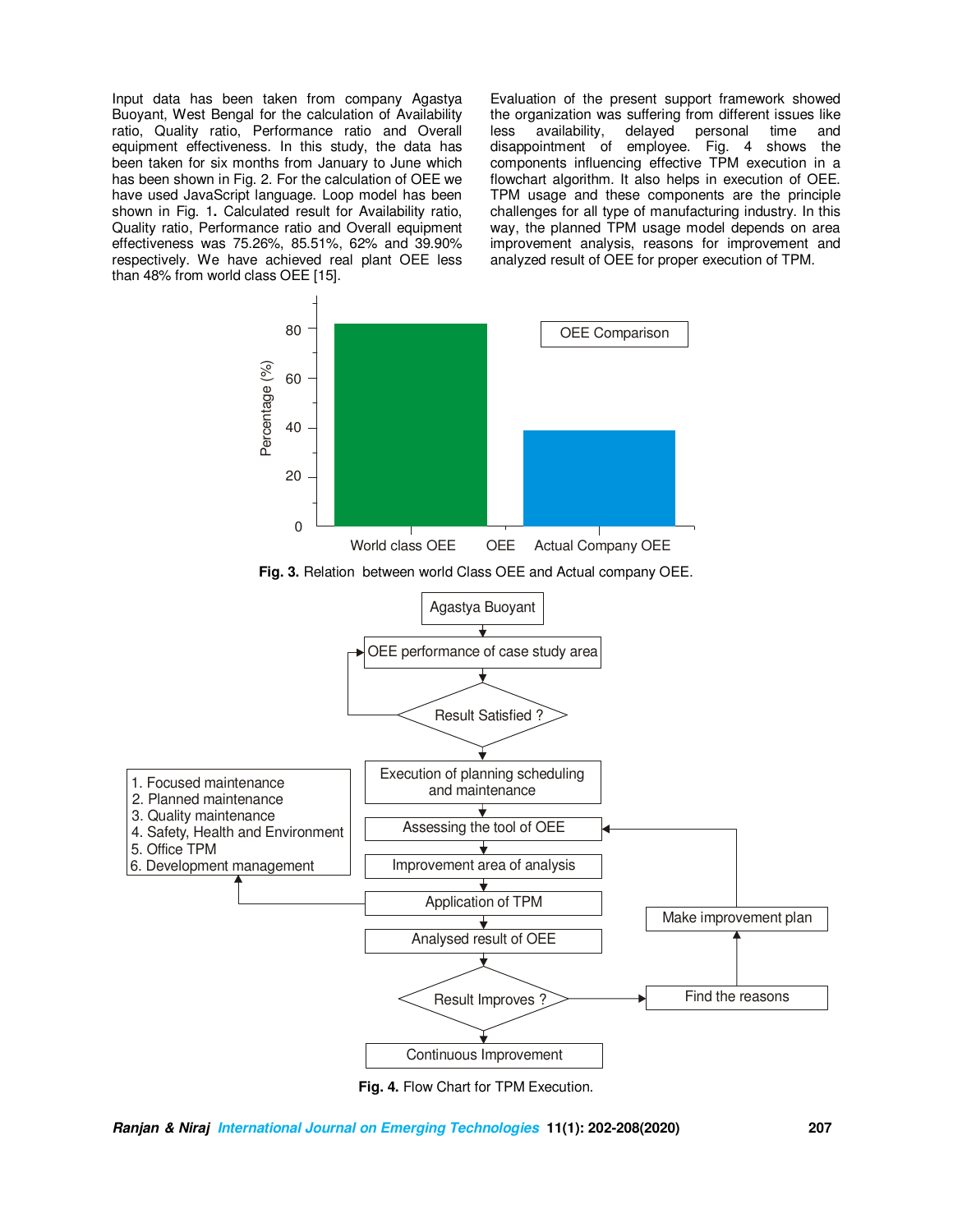Input data has been taken from company Agastya Buoyant, West Bengal for the calculation of Availability ratio, Quality ratio, Performance ratio and Overall equipment effectiveness. In this study, the data has been taken for six months from January to June which has been shown in Fig. 2. For the calculation of OEE we have used JavaScript language. Loop model has been shown in Fig. 1. Calculated result for Availability ratio, Quality ratio, Performance ratio and Overall equipment effectiveness was 75.26%, 85.51%, 62% and 39.90% respectively. We have achieved real plant OEE less than 48% from world class OEE [15].

Evaluation of the present support framework showed the organization was suffering from different issues like less availability, delayed personal time and disappointment of employee. Fig. 4 shows the components influencing effective TPM execution in a flowchart algorithm. It also helps in execution of OEE. TPM usage and these components are the principle challenges for all type of manufacturing industry. In this way, the planned TPM usage model depends on area improvement analysis, reasons for improvement and analyzed result of OEE for proper execution of TPM.

**Fig. 3.** Relation between world Class OEE and Actual company OEE.

**Fig. 4.** Flow Chart for TPM Execution.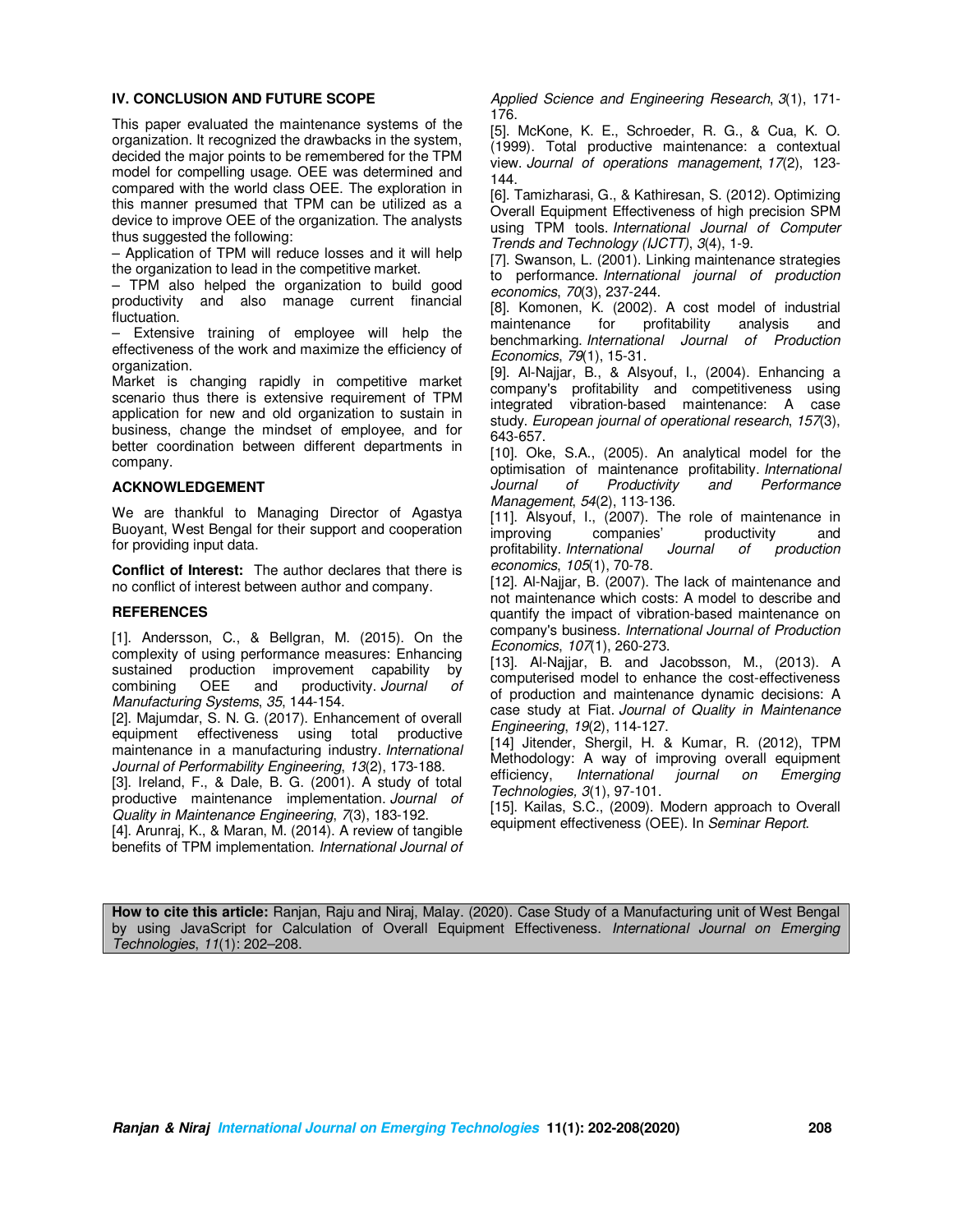## IV. CONCLUSION AND FUTURE SCOPE

This paper evaluated the maintenance systems of the organization. It recognized the drawbacks in the system, decided the major points to be remembered for the TPM model for compelling usage. OEE was determined and compared with the world class OEE. The exploration in this manner presumed that TPM can be utilized as a device to improve OEE of the organization. The analysts thus suggested the following:

– Application of TPM will reduce losses and it will help the organization to lead in the competitive market.
– TPM also helped the organization to build good productivity and also manage current financial fluctuation.
– Extensive training of employee will help the effectiveness of the work and maximize the efficiency of organization.

Market is changing rapidly in competitive market scenario thus there is extensive requirement of TPM application for new and old organization to sustain in business, change the mindset of employee, and for better coordination between different departments in company.

## ACKNOWLEDGEMENT

We are thankful to Managing Director of Agastya Buoyant, West Bengal for their support and cooperation for providing input data.

**Conflict of Interest:** The author declares that there is no conflict of interest between author and company.

## REFERENCES

[1]. Andersson, C., & Bellgran, M. (2015). On the complexity of using performance measures: Enhancing sustained production improvement capability by combining OEE and productivity. *Journal of Manufacturing Systems*, *35*, 144-154.

[2]. Majumdar, S. N. G. (2017). Enhancement of overall equipment effectiveness using total productive maintenance in a manufacturing industry. *International Journal of Performability Engineering*, *13*(2), 173-188.

[3]. Ireland, F., & Dale, B. G. (2001). A study of total productive maintenance implementation. *Journal of Quality in Maintenance Engineering*, *7*(3), 183-192.

[4]. Arunraj, K., & Maran, M. (2014). A review of tangible benefits of TPM implementation. *International Journal of Applied Science and Engineering Research*, *3*(1), 171-176.

[5]. McKone, K. E., Schroeder, R. G., & Cua, K. O. (1999). Total productive maintenance: a contextual view. *Journal of operations management*, *17*(2), 123-144.

[6]. Tamizharasi, G., & Kathiresan, S. (2012). Optimizing Overall Equipment Effectiveness of high precision SPM using TPM tools. *International Journal of Computer Trends and Technology (IJCTT)*, *3*(4), 1-9.

[7]. Swanson, L. (2001). Linking maintenance strategies to performance. *International journal of production economics*, *70*(3), 237-244.

[8]. Komonen, K. (2002). A cost model of industrial maintenance for profitability analysis and benchmarking. *International Journal of Production Economics*, *79*(1), 15-31.

[9]. Al-Najjar, B., & Alsyouf, I., (2004). Enhancing a company's profitability and competitiveness using integrated vibration-based maintenance: A case study. *European journal of operational research*, *157*(3), 643-657.

[10]. Oke, S.A., (2005). An analytical model for the optimisation of maintenance profitability. *International Journal of Productivity and Performance Management*, *54*(2), 113-136.

[11]. Alsyouf, I., (2007). The role of maintenance in improving companies' productivity and profitability. *International Journal of production economics*, *105*(1), 70-78.

[12]. Al-Najjar, B. (2007). The lack of maintenance and not maintenance which costs: A model to describe and quantify the impact of vibration-based maintenance on company's business. *International Journal of Production Economics*, *107*(1), 260-273.

[13]. Al-Najjar, B. and Jacobsson, M., (2013). A computerised model to enhance the cost-effectiveness of production and maintenance dynamic decisions: A case study at Fiat. *Journal of Quality in Maintenance Engineering*, *19*(2), 114-127.

[14] Jitender, Shergil, H. & Kumar, R. (2012), TPM Methodology: A way of improving overall equipment efficiency, *International journal on Emerging Technologies*, *3*(1), 97-101.

[15]. Kailas, S.C., (2009). Modern approach to Overall equipment effectiveness (OEE). In *Seminar Report*.

**How to cite this article:** Ranjan, Raju and Niraj, Malay. (2020). Case Study of a Manufacturing unit of West Bengal by using JavaScript for Calculation of Overall Equipment Effectiveness. *International Journal on Emerging Technologies*, *11*(1): 202–208.